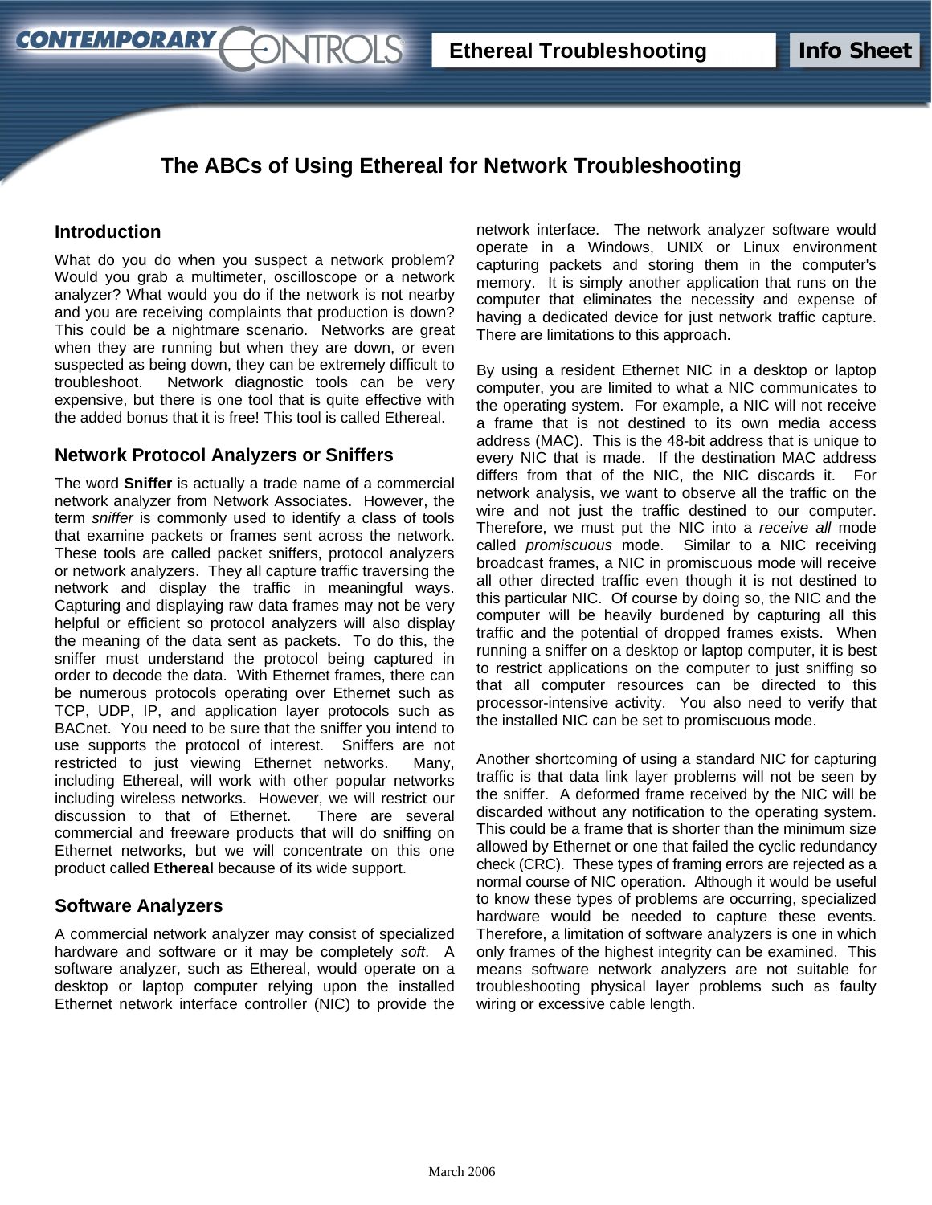# The ABCs of Using Ethereal for Network Troubleshooting

## Introduction

What do you do when you suspect a network problem? Would you grab a multimeter, oscilloscope or a network analyzer? What would you do if the network is not nearby and you are receiving complaints that production is down? This could be a nightmare scenario. Networks are great when they are running but when they are down, or even suspected as being down, they can be extremely difficult to troubleshoot. Network diagnostic tools can be very expensive, but there is one tool that is quite effective with the added bonus that it is free! This tool is called Ethereal.

## Network Protocol Analyzers or Sniffers

The word **Sniffer** is actually a trade name of a commercial network analyzer from Network Associates. However, the term *sniffer* is commonly used to identify a class of tools that examine packets or frames sent across the network. These tools are called packet sniffers, protocol analyzers or network analyzers. They all capture traffic traversing the network and display the traffic in meaningful ways. Capturing and displaying raw data frames may not be very helpful or efficient so protocol analyzers will also display the meaning of the data sent as packets. To do this, the sniffer must understand the protocol being captured in order to decode the data. With Ethernet frames, there can be numerous protocols operating over Ethernet such as TCP, UDP, IP, and application layer protocols such as BACnet. You need to be sure that the sniffer you intend to use supports the protocol of interest. Sniffers are not restricted to just viewing Ethernet networks. Many, including Ethereal, will work with other popular networks including wireless networks. However, we will restrict our discussion to that of Ethernet. There are several commercial and freeware products that will do sniffing on Ethernet networks, but we will concentrate on this one product called **Ethereal** because of its wide support.

## Software Analyzers

A commercial network analyzer may consist of specialized hardware and software or it may be completely *soft*. A software analyzer, such as Ethereal, would operate on a desktop or laptop computer relying upon the installed Ethernet network interface controller (NIC) to provide the network interface. The network analyzer software would operate in a Windows, UNIX or Linux environment capturing packets and storing them in the computer's memory. It is simply another application that runs on the computer that eliminates the necessity and expense of having a dedicated device for just network traffic capture. There are limitations to this approach.

By using a resident Ethernet NIC in a desktop or laptop computer, you are limited to what a NIC communicates to the operating system. For example, a NIC will not receive a frame that is not destined to its own media access address (MAC). This is the 48-bit address that is unique to every NIC that is made. If the destination MAC address differs from that of the NIC, the NIC discards it. For network analysis, we want to observe all the traffic on the wire and not just the traffic destined to our computer. Therefore, we must put the NIC into a *receive all* mode called *promiscuous* mode. Similar to a NIC receiving broadcast frames, a NIC in promiscuous mode will receive all other directed traffic even though it is not destined to this particular NIC. Of course by doing so, the NIC and the computer will be heavily burdened by capturing all this traffic and the potential of dropped frames exists. When running a sniffer on a desktop or laptop computer, it is best to restrict applications on the computer to just sniffing so that all computer resources can be directed to this processor-intensive activity. You also need to verify that the installed NIC can be set to promiscuous mode.

Another shortcoming of using a standard NIC for capturing traffic is that data link layer problems will not be seen by the sniffer. A deformed frame received by the NIC will be discarded without any notification to the operating system. This could be a frame that is shorter than the minimum size allowed by Ethernet or one that failed the cyclic redundancy check (CRC). These types of framing errors are rejected as a normal course of NIC operation. Although it would be useful to know these types of problems are occurring, specialized hardware would be needed to capture these events. Therefore, a limitation of software analyzers is one in which only frames of the highest integrity can be examined. This means software network analyzers are not suitable for troubleshooting physical layer problems such as faulty wiring or excessive cable length.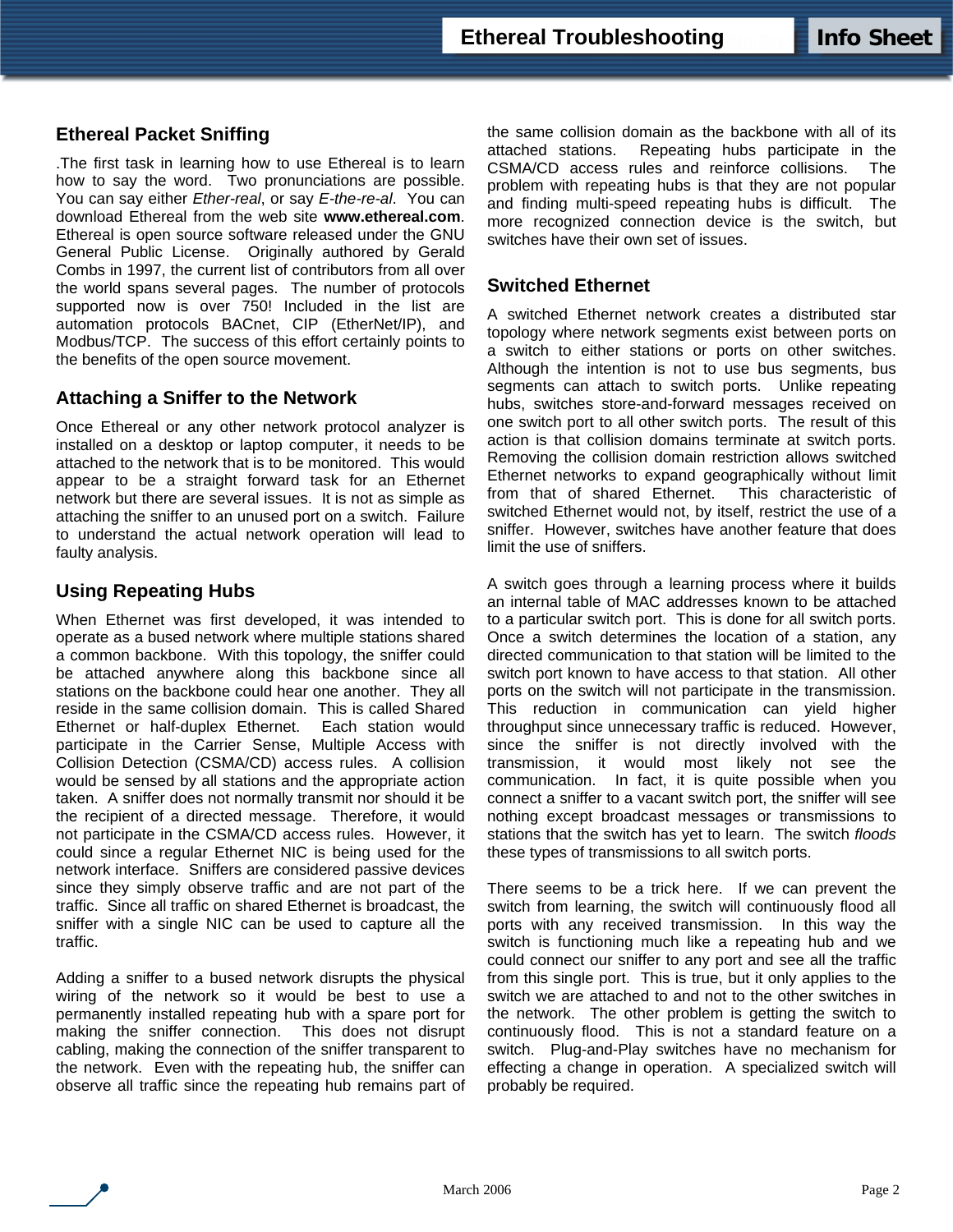## Ethereal Packet Sniffing

.The first task in learning how to use Ethereal is to learn how to say the word. Two pronunciations are possible. You can say either *Ether-real*, or say *E-the-re-al*. You can download Ethereal from the web site **www.ethereal.com**. Ethereal is open source software released under the GNU General Public License. Originally authored by Gerald Combs in 1997, the current list of contributors from all over the world spans several pages. The number of protocols supported now is over 750! Included in the list are automation protocols BACnet, CIP (EtherNet/IP), and Modbus/TCP. The success of this effort certainly points to the benefits of the open source movement.

## Attaching a Sniffer to the Network

Once Ethereal or any other network protocol analyzer is installed on a desktop or laptop computer, it needs to be attached to the network that is to be monitored. This would appear to be a straight forward task for an Ethernet network but there are several issues. It is not as simple as attaching the sniffer to an unused port on a switch. Failure to understand the actual network operation will lead to faulty analysis.

## Using Repeating Hubs

When Ethernet was first developed, it was intended to operate as a bused network where multiple stations shared a common backbone. With this topology, the sniffer could be attached anywhere along this backbone since all stations on the backbone could hear one another. They all reside in the same collision domain. This is called Shared Ethernet or half-duplex Ethernet. Each station would participate in the Carrier Sense, Multiple Access with Collision Detection (CSMA/CD) access rules. A collision would be sensed by all stations and the appropriate action taken. A sniffer does not normally transmit nor should it be the recipient of a directed message. Therefore, it would not participate in the CSMA/CD access rules. However, it could since a regular Ethernet NIC is being used for the network interface. Sniffers are considered passive devices since they simply observe traffic and are not part of the traffic. Since all traffic on shared Ethernet is broadcast, the sniffer with a single NIC can be used to capture all the traffic.

Adding a sniffer to a bused network disrupts the physical wiring of the network so it would be best to use a permanently installed repeating hub with a spare port for making the sniffer connection. This does not disrupt cabling, making the connection of the sniffer transparent to the network. Even with the repeating hub, the sniffer can observe all traffic since the repeating hub remains part of the same collision domain as the backbone with all of its attached stations. Repeating hubs participate in the CSMA/CD access rules and reinforce collisions. The problem with repeating hubs is that they are not popular and finding multi-speed repeating hubs is difficult. The more recognized connection device is the switch, but switches have their own set of issues.

## Switched Ethernet

A switched Ethernet network creates a distributed star topology where network segments exist between ports on a switch to either stations or ports on other switches. Although the intention is not to use bus segments, bus segments can attach to switch ports. Unlike repeating hubs, switches store-and-forward messages received on one switch port to all other switch ports. The result of this action is that collision domains terminate at switch ports. Removing the collision domain restriction allows switched Ethernet networks to expand geographically without limit from that of shared Ethernet. This characteristic of switched Ethernet would not, by itself, restrict the use of a sniffer. However, switches have another feature that does limit the use of sniffers.

A switch goes through a learning process where it builds an internal table of MAC addresses known to be attached to a particular switch port. This is done for all switch ports. Once a switch determines the location of a station, any directed communication to that station will be limited to the switch port known to have access to that station. All other ports on the switch will not participate in the transmission. This reduction in communication can yield higher throughput since unnecessary traffic is reduced. However, since the sniffer is not directly involved with the transmission, it would most likely not see the communication. In fact, it is quite possible when you connect a sniffer to a vacant switch port, the sniffer will see nothing except broadcast messages or transmissions to stations that the switch has yet to learn. The switch *floods* these types of transmissions to all switch ports.

There seems to be a trick here. If we can prevent the switch from learning, the switch will continuously flood all ports with any received transmission. In this way the switch is functioning much like a repeating hub and we could connect our sniffer to any port and see all the traffic from this single port. This is true, but it only applies to the switch we are attached to and not to the other switches in the network. The other problem is getting the switch to continuously flood. This is not a standard feature on a switch. Plug-and-Play switches have no mechanism for effecting a change in operation. A specialized switch will probably be required.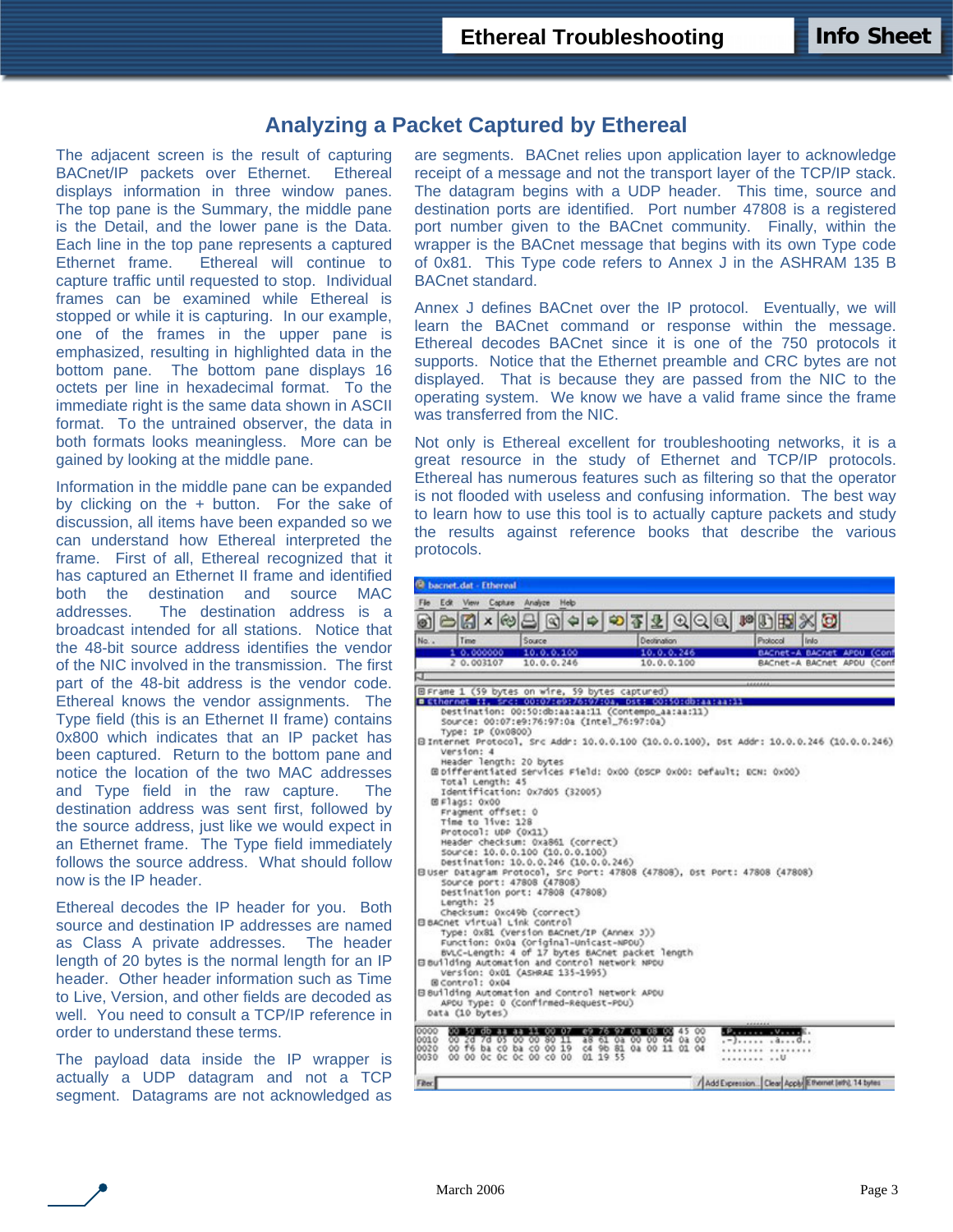## Analyzing a Packet Captured by Ethereal

The adjacent screen is the result of capturing BACnet/IP packets over Ethernet. Ethereal displays information in three window panes. The top pane is the Summary, the middle pane is the Detail, and the lower pane is the Data. Each line in the top pane represents a captured Ethernet frame. Ethereal will continue to capture traffic until requested to stop. Individual frames can be examined while Ethereal is stopped or while it is capturing. In our example, one of the frames in the upper pane is emphasized, resulting in highlighted data in the bottom pane. The bottom pane displays 16 octets per line in hexadecimal format. To the immediate right is the same data shown in ASCII format. To the untrained observer, the data in both formats looks meaningless. More can be gained by looking at the middle pane.

Information in the middle pane can be expanded by clicking on the + button. For the sake of discussion, all items have been expanded so we can understand how Ethereal interpreted the frame. First of all, Ethereal recognized that it has captured an Ethernet II frame and identified both the destination and source MAC addresses. The destination address is a broadcast intended for all stations. Notice that the 48-bit source address identifies the vendor of the NIC involved in the transmission. The first part of the 48-bit address is the vendor code. Ethereal knows the vendor assignments. The Type field (this is an Ethernet II frame) contains 0x800 which indicates that an IP packet has been captured. Return to the bottom pane and notice the location of the two MAC addresses and Type field in the raw capture. The destination address was sent first, followed by the source address, just like we would expect in an Ethernet frame. The Type field immediately follows the source address. What should follow now is the IP header.

Ethereal decodes the IP header for you. Both source and destination IP addresses are named as Class A private addresses. The header length of 20 bytes is the normal length for an IP header. Other header information such as Time to Live, Version, and other fields are decoded as well. You need to consult a TCP/IP reference in order to understand these terms.

The payload data inside the IP wrapper is actually a UDP datagram and not a TCP segment. Datagrams are not acknowledged as are segments. BACnet relies upon application layer to acknowledge receipt of a message and not the transport layer of the TCP/IP stack. The datagram begins with a UDP header. This time, source and destination ports are identified. Port number 47808 is a registered port number given to the BACnet community. Finally, within the wrapper is the BACnet message that begins with its own Type code of 0x81. This Type code refers to Annex J in the ASHRAM 135 B BACnet standard.

Annex J defines BACnet over the IP protocol. Eventually, we will learn the BACnet command or response within the message. Ethereal decodes BACnet since it is one of the 750 protocols it supports. Notice that the Ethernet preamble and CRC bytes are not displayed. That is because they are passed from the NIC to the operating system. We know we have a valid frame since the frame was transferred from the NIC.

Not only is Ethereal excellent for troubleshooting networks, it is a great resource in the study of Ethernet and TCP/IP protocols. Ethereal has numerous features such as filtering so that the operator is not flooded with useless and confusing information. The best way to learn how to use this tool is to actually capture packets and study the results against reference books that describe the various protocols.

```
bacnet.dat - Ethereal
No. | Time     | Source     | Destination | Protocol | Info
1   0.000000   10.0.0.100   10.0.0.246    BACnet-A   BACnet APDU (Conf
2   0.003107   10.0.0.246   10.0.0.100    BACnet-A   BACnet APDU (Conf

Frame 1 (59 bytes on wire, 59 bytes captured)
Ethernet II, Src: 00:07:e9:76:97:0a, Dst: 00:50:db:aa:aa:11
    Destination: 00:50:db:aa:aa:11 (Contempo_aa:aa:11)
    Source: 00:07:e9:76:97:0a (Intel_76:97:0a)
    Type: IP (0x0800)
Internet Protocol, Src Addr: 10.0.0.100 (10.0.0.100), Dst Addr: 10.0.0.246 (10.0.0.246)
    Version: 4
    Header length: 20 bytes
    Differentiated Services Field: 0x00 (DSCP 0x00: Default; ECN: 0x00)
    Total Length: 45
    Identification: 0x7d05 (32005)
    Flags: 0x00
    Fragment offset: 0
    Time to live: 128
    Protocol: UDP (0x11)
    Header checksum: 0xa861 (correct)
    Source: 10.0.0.100 (10.0.0.100)
    Destination: 10.0.0.246 (10.0.0.246)
User Datagram Protocol, Src Port: 47808 (47808), Dst Port: 47808 (47808)
    Source port: 47808 (47808)
    Destination port: 47808 (47808)
    Length: 25
    Checksum: 0xc49b (correct)
BACnet Virtual Link Control
    Type: 0x81 (Version BACnet/IP (Annex J))
    Function: 0x0a (Original-Unicast-NPDU)
    BVLC-Length: 4 of 17 bytes BACnet packet length
Building Automation and Control Network NPDU
    Version: 0x01 (ASHRAE 135-1995)
    Control: 0x04
Building Automation and Control Network APDU
    APDU Type: 0 (Confirmed-Request-PDU)
    Data (10 bytes)

0000  00 50 db aa aa 11 00 07  e9 76 97 0a 08 00 45 00   .P...... .v....E.
0010  00 2d 7d 05 00 00 80 11  a8 61 0a 00 00 64 0a 00   .-}..... .a...d..
0020  00 f6 ba c0 ba c0 00 19  c4 9b 81 0a 00 11 01 04   ........ ........
0030  00 00 0c 0c 00 c0 00 00  01 19 55                  ........ ..U

Filter: | Add Expression... | Clear | Apply | Ethernet (eth), 14 bytes
```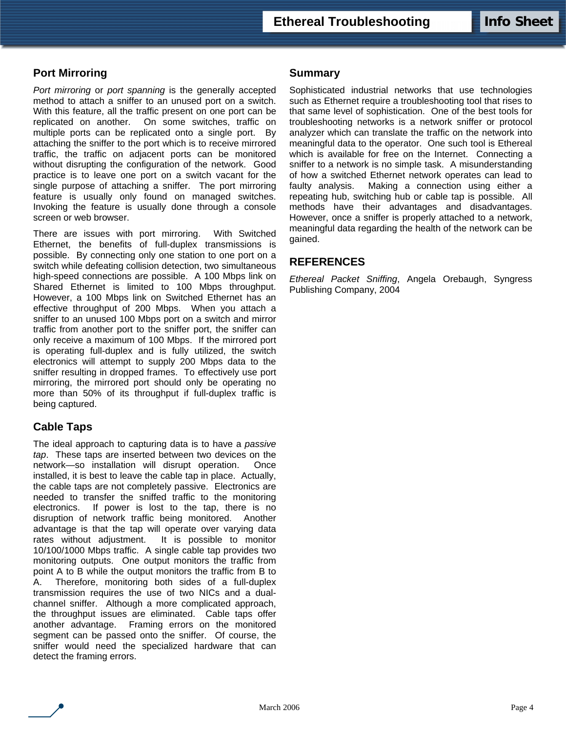## Port Mirroring

*Port mirroring* or *port spanning* is the generally accepted method to attach a sniffer to an unused port on a switch. With this feature, all the traffic present on one port can be replicated on another. On some switches, traffic on multiple ports can be replicated onto a single port. By attaching the sniffer to the port which is to receive mirrored traffic, the traffic on adjacent ports can be monitored without disrupting the configuration of the network. Good practice is to leave one port on a switch vacant for the single purpose of attaching a sniffer. The port mirroring feature is usually only found on managed switches. Invoking the feature is usually done through a console screen or web browser.

There are issues with port mirroring. With Switched Ethernet, the benefits of full-duplex transmissions is possible. By connecting only one station to one port on a switch while defeating collision detection, two simultaneous high-speed connections are possible. A 100 Mbps link on Shared Ethernet is limited to 100 Mbps throughput. However, a 100 Mbps link on Switched Ethernet has an effective throughput of 200 Mbps. When you attach a sniffer to an unused 100 Mbps port on a switch and mirror traffic from another port to the sniffer port, the sniffer can only receive a maximum of 100 Mbps. If the mirrored port is operating full-duplex and is fully utilized, the switch electronics will attempt to supply 200 Mbps data to the sniffer resulting in dropped frames. To effectively use port mirroring, the mirrored port should only be operating no more than 50% of its throughput if full-duplex traffic is being captured.

## Cable Taps

The ideal approach to capturing data is to have a *passive tap*. These taps are inserted between two devices on the network—so installation will disrupt operation. Once installed, it is best to leave the cable tap in place. Actually, the cable taps are not completely passive. Electronics are needed to transfer the sniffed traffic to the monitoring electronics. If power is lost to the tap, there is no disruption of network traffic being monitored. Another advantage is that the tap will operate over varying data rates without adjustment. It is possible to monitor 10/100/1000 Mbps traffic. A single cable tap provides two monitoring outputs. One output monitors the traffic from point A to B while the output monitors the traffic from B to A. Therefore, monitoring both sides of a full-duplex transmission requires the use of two NICs and a dual-channel sniffer. Although a more complicated approach, the throughput issues are eliminated. Cable taps offer another advantage. Framing errors on the monitored segment can be passed onto the sniffer. Of course, the sniffer would need the specialized hardware that can detect the framing errors.

## Summary

Sophisticated industrial networks that use technologies such as Ethernet require a troubleshooting tool that rises to that same level of sophistication. One of the best tools for troubleshooting networks is a network sniffer or protocol analyzer which can translate the traffic on the network into meaningful data to the operator. One such tool is Ethereal which is available for free on the Internet. Connecting a sniffer to a network is no simple task. A misunderstanding of how a switched Ethernet network operates can lead to faulty analysis. Making a connection using either a repeating hub, switching hub or cable tap is possible. All methods have their advantages and disadvantages. However, once a sniffer is properly attached to a network, meaningful data regarding the health of the network can be gained.

## REFERENCES

*Ethereal Packet Sniffing*, Angela Orebaugh, Syngress Publishing Company, 2004